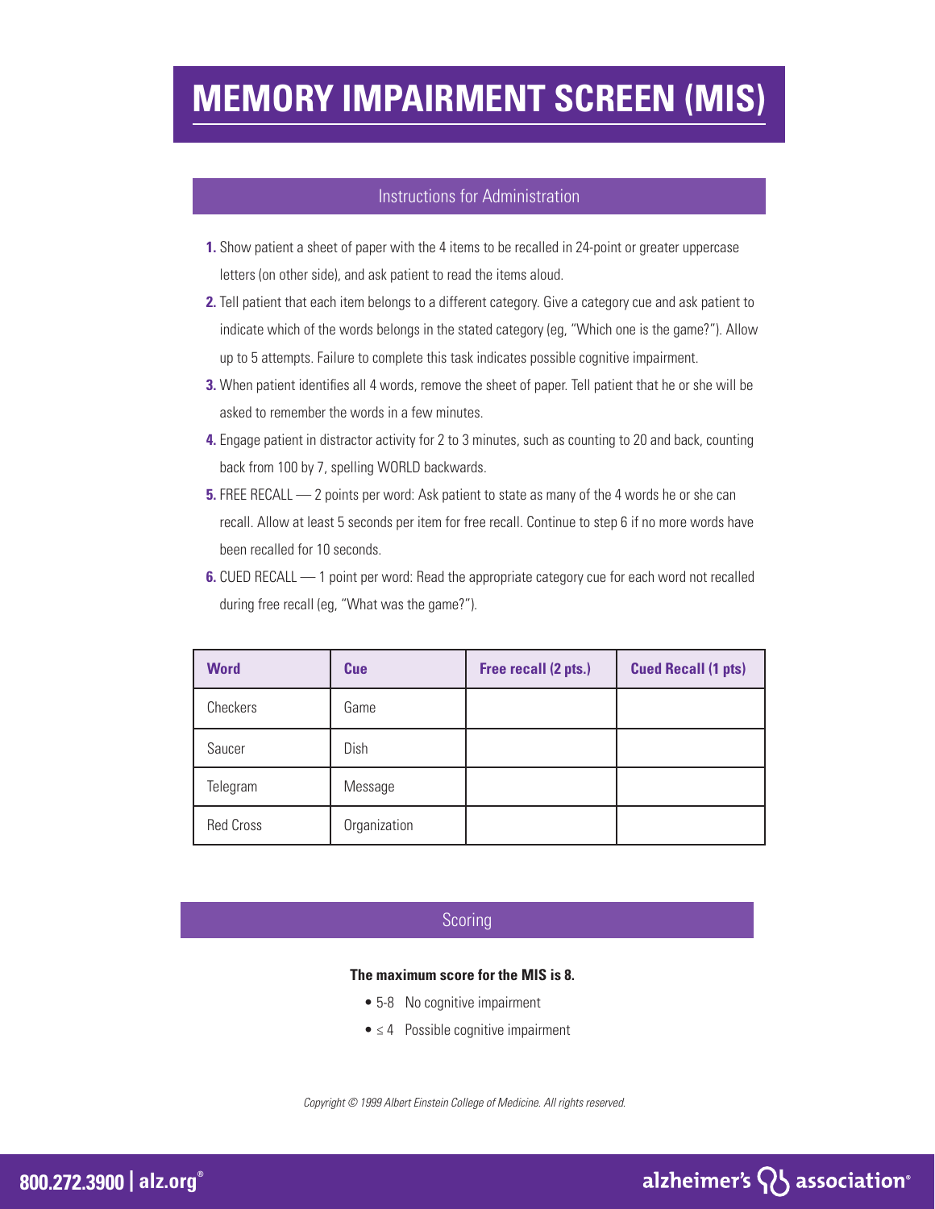# MEMORY IMPAIRMENT SCREEN (MIS)

## Instructions for Administration

1. Show patient a sheet of paper with the 4 items to be recalled in 24-point or greater uppercase letters (on other side), and ask patient to read the items aloud.
2. Tell patient that each item belongs to a different category. Give a category cue and ask patient to indicate which of the words belongs in the stated category (eg, "Which one is the game?"). Allow up to 5 attempts. Failure to complete this task indicates possible cognitive impairment.
3. When patient identifies all 4 words, remove the sheet of paper. Tell patient that he or she will be asked to remember the words in a few minutes.
4. Engage patient in distractor activity for 2 to 3 minutes, such as counting to 20 and back, counting back from 100 by 7, spelling WORLD backwards.
5. FREE RECALL — 2 points per word: Ask patient to state as many of the 4 words he or she can recall. Allow at least 5 seconds per item for free recall. Continue to step 6 if no more words have been recalled for 10 seconds.
6. CUED RECALL — 1 point per word: Read the appropriate category cue for each word not recalled during free recall (eg, "What was the game?").

| Word | Cue | Free recall (2 pts.) | Cued Recall (1 pts) |
|---|---|---|---|
| Checkers | Game | | |
| Saucer | Dish | | |
| Telegram | Message | | |
| Red Cross | Organization | | |

## Scoring

**The maximum score for the MIS is 8.**

- 5-8 No cognitive impairment
- ≤ 4 Possible cognitive impairment

*Copyright © 1999 Albert Einstein College of Medicine. All rights reserved.*

800.272.3900 | alz.org®

alzheimer's association®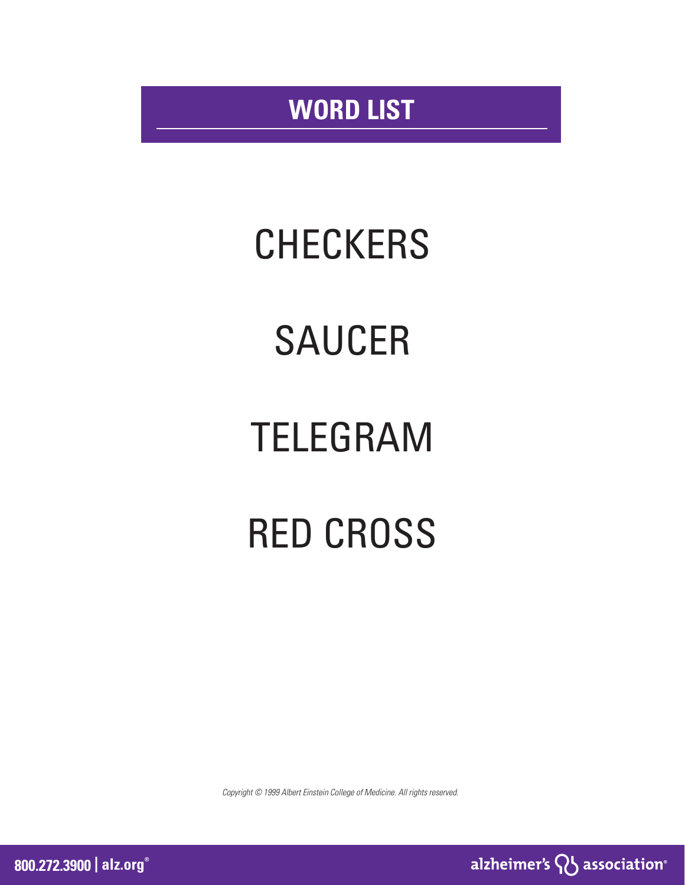# WORD LIST

CHECKERS

SAUCER

TELEGRAM

RED CROSS

*Copyright © 1999 Albert Einstein College of Medicine. All rights reserved.*

**800.272.3900 | alz.org®**

alzheimer's association®